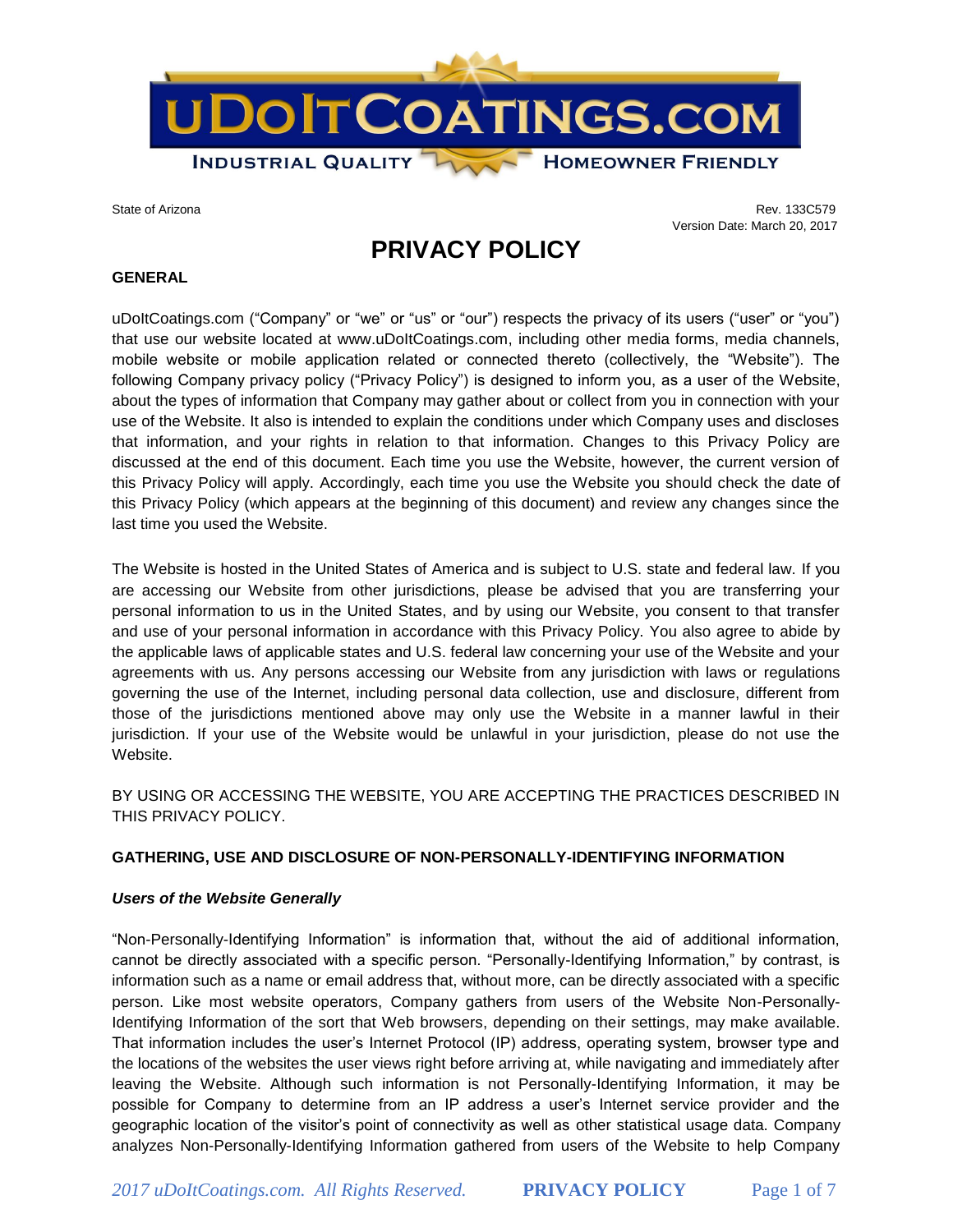# uDoItCoatings.com

**Industrial Quality — Homeowner Friendly**

State of Arizona

Rev. 133C579
Version Date: March 20, 2017

# PRIVACY POLICY

## GENERAL

uDoItCoatings.com ("Company" or "we" or "us" or "our") respects the privacy of its users ("user" or "you") that use our website located at www.uDoItCoatings.com, including other media forms, media channels, mobile website or mobile application related or connected thereto (collectively, the "Website"). The following Company privacy policy ("Privacy Policy") is designed to inform you, as a user of the Website, about the types of information that Company may gather about or collect from you in connection with your use of the Website. It also is intended to explain the conditions under which Company uses and discloses that information, and your rights in relation to that information. Changes to this Privacy Policy are discussed at the end of this document. Each time you use the Website, however, the current version of this Privacy Policy will apply. Accordingly, each time you use the Website you should check the date of this Privacy Policy (which appears at the beginning of this document) and review any changes since the last time you used the Website.

The Website is hosted in the United States of America and is subject to U.S. state and federal law. If you are accessing our Website from other jurisdictions, please be advised that you are transferring your personal information to us in the United States, and by using our Website, you consent to that transfer and use of your personal information in accordance with this Privacy Policy. You also agree to abide by the applicable laws of applicable states and U.S. federal law concerning your use of the Website and your agreements with us. Any persons accessing our Website from any jurisdiction with laws or regulations governing the use of the Internet, including personal data collection, use and disclosure, different from those of the jurisdictions mentioned above may only use the Website in a manner lawful in their jurisdiction. If your use of the Website would be unlawful in your jurisdiction, please do not use the Website.

BY USING OR ACCESSING THE WEBSITE, YOU ARE ACCEPTING THE PRACTICES DESCRIBED IN THIS PRIVACY POLICY.

## GATHERING, USE AND DISCLOSURE OF NON-PERSONALLY-IDENTIFYING INFORMATION

### *Users of the Website Generally*

"Non-Personally-Identifying Information" is information that, without the aid of additional information, cannot be directly associated with a specific person. "Personally-Identifying Information," by contrast, is information such as a name or email address that, without more, can be directly associated with a specific person. Like most website operators, Company gathers from users of the Website Non-Personally-Identifying Information of the sort that Web browsers, depending on their settings, may make available. That information includes the user's Internet Protocol (IP) address, operating system, browser type and the locations of the websites the user views right before arriving at, while navigating and immediately after leaving the Website. Although such information is not Personally-Identifying Information, it may be possible for Company to determine from an IP address a user's Internet service provider and the geographic location of the visitor's point of connectivity as well as other statistical usage data. Company analyzes Non-Personally-Identifying Information gathered from users of the Website to help Company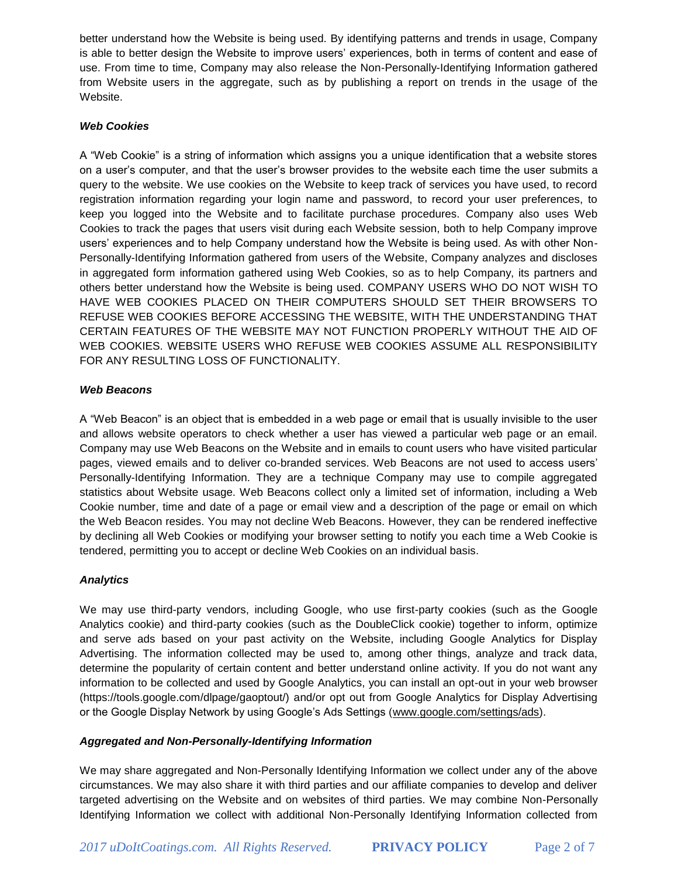better understand how the Website is being used. By identifying patterns and trends in usage, Company is able to better design the Website to improve users' experiences, both in terms of content and ease of use. From time to time, Company may also release the Non-Personally-Identifying Information gathered from Website users in the aggregate, such as by publishing a report on trends in the usage of the Website.

***Web Cookies***

A "Web Cookie" is a string of information which assigns you a unique identification that a website stores on a user's computer, and that the user's browser provides to the website each time the user submits a query to the website. We use cookies on the Website to keep track of services you have used, to record registration information regarding your login name and password, to record your user preferences, to keep you logged into the Website and to facilitate purchase procedures. Company also uses Web Cookies to track the pages that users visit during each Website session, both to help Company improve users' experiences and to help Company understand how the Website is being used. As with other Non-Personally-Identifying Information gathered from users of the Website, Company analyzes and discloses in aggregated form information gathered using Web Cookies, so as to help Company, its partners and others better understand how the Website is being used. COMPANY USERS WHO DO NOT WISH TO HAVE WEB COOKIES PLACED ON THEIR COMPUTERS SHOULD SET THEIR BROWSERS TO REFUSE WEB COOKIES BEFORE ACCESSING THE WEBSITE, WITH THE UNDERSTANDING THAT CERTAIN FEATURES OF THE WEBSITE MAY NOT FUNCTION PROPERLY WITHOUT THE AID OF WEB COOKIES. WEBSITE USERS WHO REFUSE WEB COOKIES ASSUME ALL RESPONSIBILITY FOR ANY RESULTING LOSS OF FUNCTIONALITY.

***Web Beacons***

A "Web Beacon" is an object that is embedded in a web page or email that is usually invisible to the user and allows website operators to check whether a user has viewed a particular web page or an email. Company may use Web Beacons on the Website and in emails to count users who have visited particular pages, viewed emails and to deliver co-branded services. Web Beacons are not used to access users' Personally-Identifying Information. They are a technique Company may use to compile aggregated statistics about Website usage. Web Beacons collect only a limited set of information, including a Web Cookie number, time and date of a page or email view and a description of the page or email on which the Web Beacon resides. You may not decline Web Beacons. However, they can be rendered ineffective by declining all Web Cookies or modifying your browser setting to notify you each time a Web Cookie is tendered, permitting you to accept or decline Web Cookies on an individual basis.

***Analytics***

We may use third-party vendors, including Google, who use first-party cookies (such as the Google Analytics cookie) and third-party cookies (such as the DoubleClick cookie) together to inform, optimize and serve ads based on your past activity on the Website, including Google Analytics for Display Advertising. The information collected may be used to, among other things, analyze and track data, determine the popularity of certain content and better understand online activity. If you do not want any information to be collected and used by Google Analytics, you can install an opt-out in your web browser (https://tools.google.com/dlpage/gaoptout/) and/or opt out from Google Analytics for Display Advertising or the Google Display Network by using Google's Ads Settings (www.google.com/settings/ads).

***Aggregated and Non-Personally-Identifying Information***

We may share aggregated and Non-Personally Identifying Information we collect under any of the above circumstances. We may also share it with third parties and our affiliate companies to develop and deliver targeted advertising on the Website and on websites of third parties. We may combine Non-Personally Identifying Information we collect with additional Non-Personally Identifying Information collected from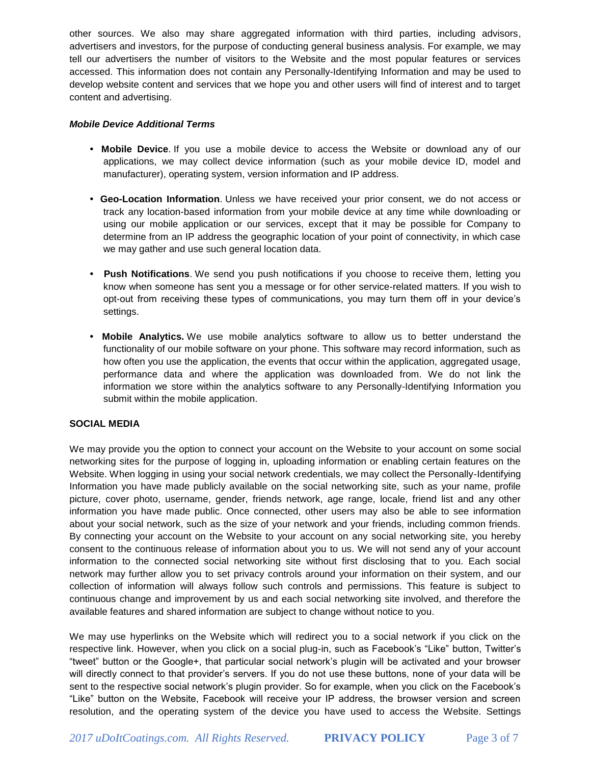other sources. We also may share aggregated information with third parties, including advisors, advertisers and investors, for the purpose of conducting general business analysis. For example, we may tell our advertisers the number of visitors to the Website and the most popular features or services accessed. This information does not contain any Personally-Identifying Information and may be used to develop website content and services that we hope you and other users will find of interest and to target content and advertising.

***Mobile Device Additional Terms***

- **Mobile Device**. If you use a mobile device to access the Website or download any of our applications, we may collect device information (such as your mobile device ID, model and manufacturer), operating system, version information and IP address.

- **Geo-Location Information**. Unless we have received your prior consent, we do not access or track any location-based information from your mobile device at any time while downloading or using our mobile application or our services, except that it may be possible for Company to determine from an IP address the geographic location of your point of connectivity, in which case we may gather and use such general location data.

- **Push Notifications**. We send you push notifications if you choose to receive them, letting you know when someone has sent you a message or for other service-related matters. If you wish to opt-out from receiving these types of communications, you may turn them off in your device's settings.

- **Mobile Analytics.** We use mobile analytics software to allow us to better understand the functionality of our mobile software on your phone. This software may record information, such as how often you use the application, the events that occur within the application, aggregated usage, performance data and where the application was downloaded from. We do not link the information we store within the analytics software to any Personally-Identifying Information you submit within the mobile application.

**SOCIAL MEDIA**

We may provide you the option to connect your account on the Website to your account on some social networking sites for the purpose of logging in, uploading information or enabling certain features on the Website. When logging in using your social network credentials, we may collect the Personally-Identifying Information you have made publicly available on the social networking site, such as your name, profile picture, cover photo, username, gender, friends network, age range, locale, friend list and any other information you have made public. Once connected, other users may also be able to see information about your social network, such as the size of your network and your friends, including common friends. By connecting your account on the Website to your account on any social networking site, you hereby consent to the continuous release of information about you to us. We will not send any of your account information to the connected social networking site without first disclosing that to you. Each social network may further allow you to set privacy controls around your information on their system, and our collection of information will always follow such controls and permissions. This feature is subject to continuous change and improvement by us and each social networking site involved, and therefore the available features and shared information are subject to change without notice to you.

We may use hyperlinks on the Website which will redirect you to a social network if you click on the respective link. However, when you click on a social plug-in, such as Facebook's "Like" button, Twitter's "tweet" button or the Google+, that particular social network's plugin will be activated and your browser will directly connect to that provider's servers. If you do not use these buttons, none of your data will be sent to the respective social network's plugin provider. So for example, when you click on the Facebook's "Like" button on the Website, Facebook will receive your IP address, the browser version and screen resolution, and the operating system of the device you have used to access the Website. Settings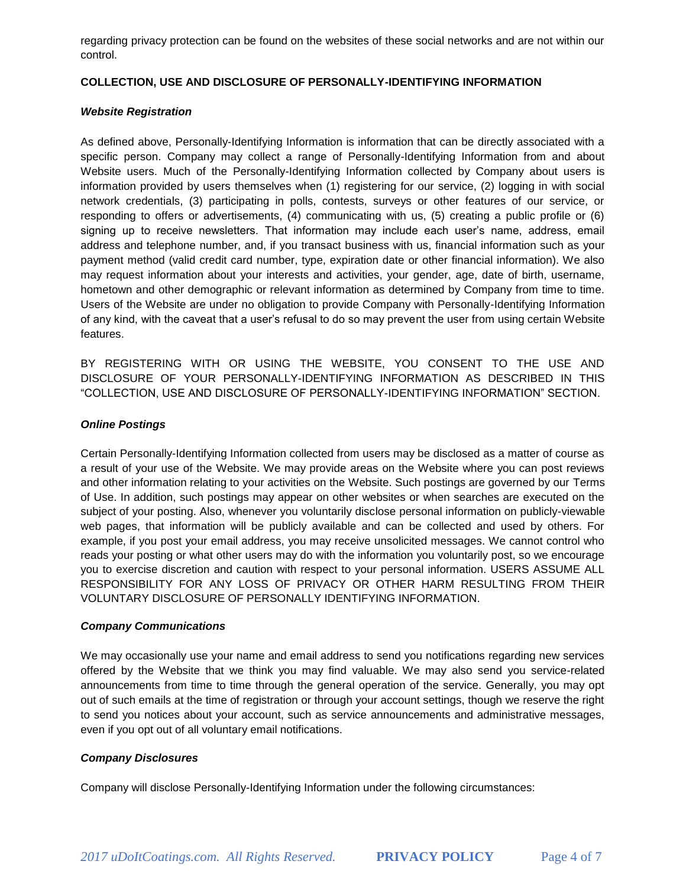regarding privacy protection can be found on the websites of these social networks and are not within our control.

**COLLECTION, USE AND DISCLOSURE OF PERSONALLY-IDENTIFYING INFORMATION**

***Website Registration***

As defined above, Personally-Identifying Information is information that can be directly associated with a specific person. Company may collect a range of Personally-Identifying Information from and about Website users. Much of the Personally-Identifying Information collected by Company about users is information provided by users themselves when (1) registering for our service, (2) logging in with social network credentials, (3) participating in polls, contests, surveys or other features of our service, or responding to offers or advertisements, (4) communicating with us, (5) creating a public profile or (6) signing up to receive newsletters. That information may include each user's name, address, email address and telephone number, and, if you transact business with us, financial information such as your payment method (valid credit card number, type, expiration date or other financial information). We also may request information about your interests and activities, your gender, age, date of birth, username, hometown and other demographic or relevant information as determined by Company from time to time. Users of the Website are under no obligation to provide Company with Personally-Identifying Information of any kind, with the caveat that a user's refusal to do so may prevent the user from using certain Website features.

BY REGISTERING WITH OR USING THE WEBSITE, YOU CONSENT TO THE USE AND DISCLOSURE OF YOUR PERSONALLY-IDENTIFYING INFORMATION AS DESCRIBED IN THIS "COLLECTION, USE AND DISCLOSURE OF PERSONALLY-IDENTIFYING INFORMATION" SECTION.

***Online Postings***

Certain Personally-Identifying Information collected from users may be disclosed as a matter of course as a result of your use of the Website. We may provide areas on the Website where you can post reviews and other information relating to your activities on the Website. Such postings are governed by our Terms of Use. In addition, such postings may appear on other websites or when searches are executed on the subject of your posting. Also, whenever you voluntarily disclose personal information on publicly-viewable web pages, that information will be publicly available and can be collected and used by others. For example, if you post your email address, you may receive unsolicited messages. We cannot control who reads your posting or what other users may do with the information you voluntarily post, so we encourage you to exercise discretion and caution with respect to your personal information. USERS ASSUME ALL RESPONSIBILITY FOR ANY LOSS OF PRIVACY OR OTHER HARM RESULTING FROM THEIR VOLUNTARY DISCLOSURE OF PERSONALLY IDENTIFYING INFORMATION.

***Company Communications***

We may occasionally use your name and email address to send you notifications regarding new services offered by the Website that we think you may find valuable. We may also send you service-related announcements from time to time through the general operation of the service. Generally, you may opt out of such emails at the time of registration or through your account settings, though we reserve the right to send you notices about your account, such as service announcements and administrative messages, even if you opt out of all voluntary email notifications.

***Company Disclosures***

Company will disclose Personally-Identifying Information under the following circumstances: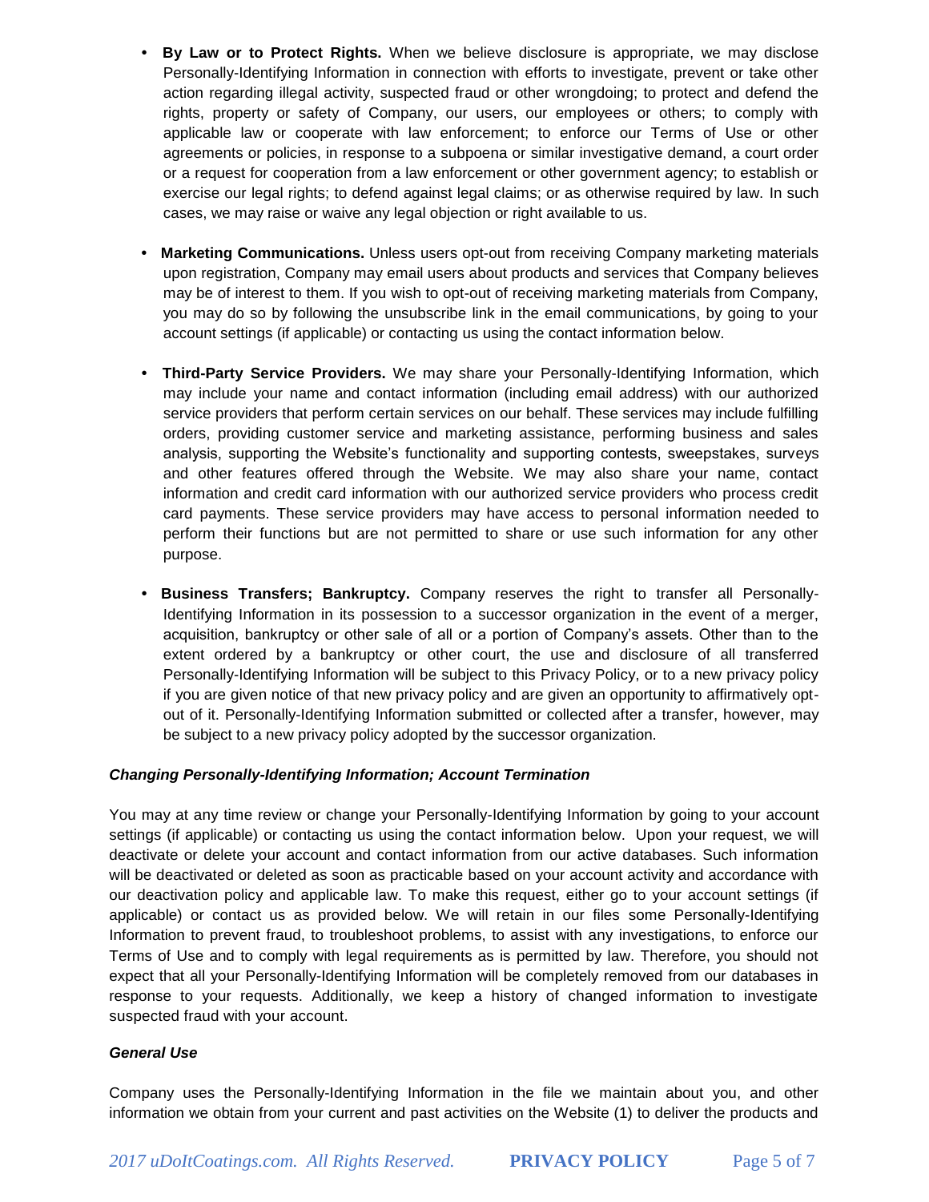- **By Law or to Protect Rights.** When we believe disclosure is appropriate, we may disclose Personally-Identifying Information in connection with efforts to investigate, prevent or take other action regarding illegal activity, suspected fraud or other wrongdoing; to protect and defend the rights, property or safety of Company, our users, our employees or others; to comply with applicable law or cooperate with law enforcement; to enforce our Terms of Use or other agreements or policies, in response to a subpoena or similar investigative demand, a court order or a request for cooperation from a law enforcement or other government agency; to establish or exercise our legal rights; to defend against legal claims; or as otherwise required by law. In such cases, we may raise or waive any legal objection or right available to us.

- **Marketing Communications.** Unless users opt-out from receiving Company marketing materials upon registration, Company may email users about products and services that Company believes may be of interest to them. If you wish to opt-out of receiving marketing materials from Company, you may do so by following the unsubscribe link in the email communications, by going to your account settings (if applicable) or contacting us using the contact information below.

- **Third-Party Service Providers.** We may share your Personally-Identifying Information, which may include your name and contact information (including email address) with our authorized service providers that perform certain services on our behalf. These services may include fulfilling orders, providing customer service and marketing assistance, performing business and sales analysis, supporting the Website's functionality and supporting contests, sweepstakes, surveys and other features offered through the Website. We may also share your name, contact information and credit card information with our authorized service providers who process credit card payments. These service providers may have access to personal information needed to perform their functions but are not permitted to share or use such information for any other purpose.

- **Business Transfers; Bankruptcy.** Company reserves the right to transfer all Personally-Identifying Information in its possession to a successor organization in the event of a merger, acquisition, bankruptcy or other sale of all or a portion of Company's assets. Other than to the extent ordered by a bankruptcy or other court, the use and disclosure of all transferred Personally-Identifying Information will be subject to this Privacy Policy, or to a new privacy policy if you are given notice of that new privacy policy and are given an opportunity to affirmatively opt-out of it. Personally-Identifying Information submitted or collected after a transfer, however, may be subject to a new privacy policy adopted by the successor organization.

***Changing Personally-Identifying Information; Account Termination***

You may at any time review or change your Personally-Identifying Information by going to your account settings (if applicable) or contacting us using the contact information below. Upon your request, we will deactivate or delete your account and contact information from our active databases. Such information will be deactivated or deleted as soon as practicable based on your account activity and accordance with our deactivation policy and applicable law. To make this request, either go to your account settings (if applicable) or contact us as provided below. We will retain in our files some Personally-Identifying Information to prevent fraud, to troubleshoot problems, to assist with any investigations, to enforce our Terms of Use and to comply with legal requirements as is permitted by law. Therefore, you should not expect that all your Personally-Identifying Information will be completely removed from our databases in response to your requests. Additionally, we keep a history of changed information to investigate suspected fraud with your account.

***General Use***

Company uses the Personally-Identifying Information in the file we maintain about you, and other information we obtain from your current and past activities on the Website (1) to deliver the products and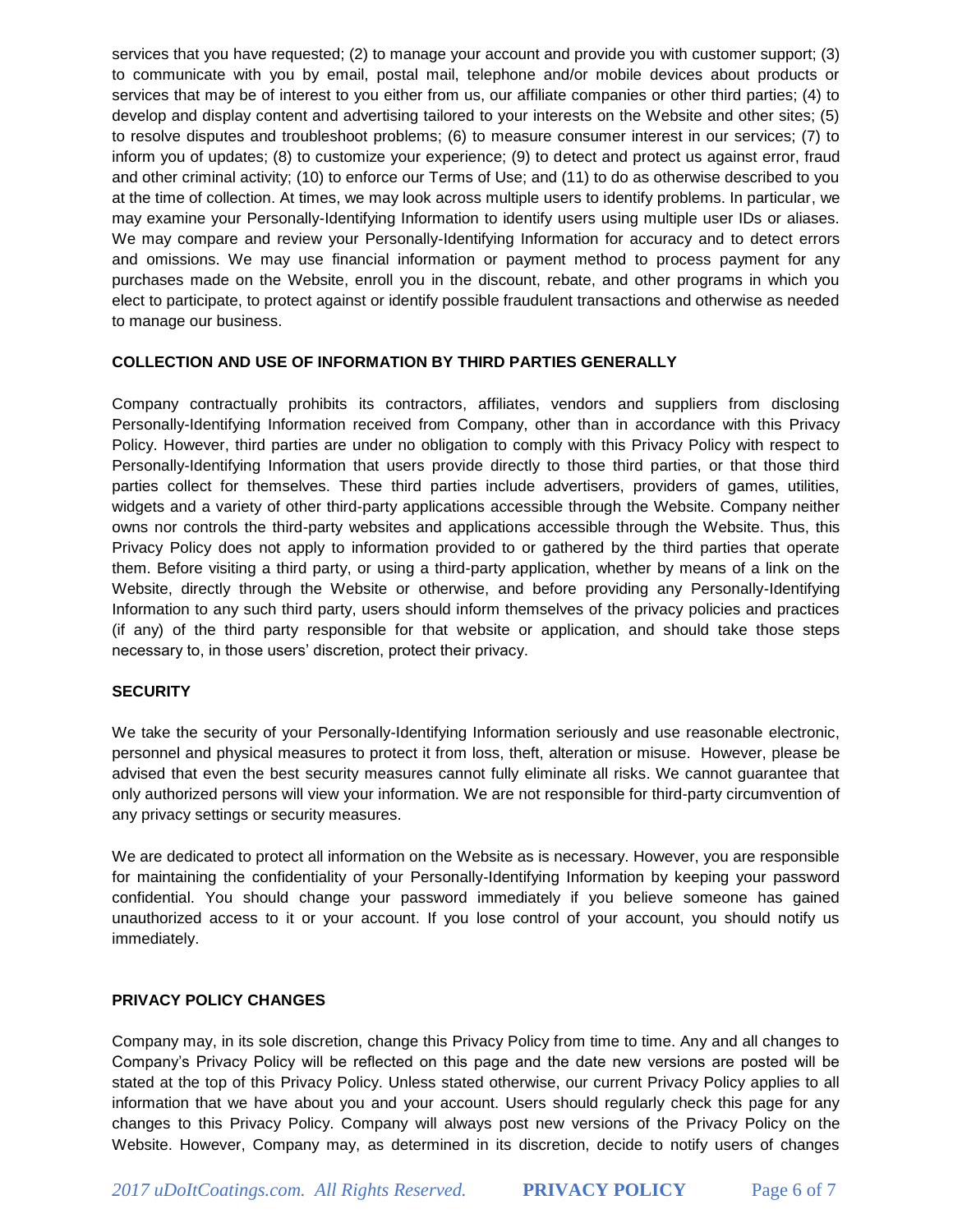services that you have requested; (2) to manage your account and provide you with customer support; (3) to communicate with you by email, postal mail, telephone and/or mobile devices about products or services that may be of interest to you either from us, our affiliate companies or other third parties; (4) to develop and display content and advertising tailored to your interests on the Website and other sites; (5) to resolve disputes and troubleshoot problems; (6) to measure consumer interest in our services; (7) to inform you of updates; (8) to customize your experience; (9) to detect and protect us against error, fraud and other criminal activity; (10) to enforce our Terms of Use; and (11) to do as otherwise described to you at the time of collection. At times, we may look across multiple users to identify problems. In particular, we may examine your Personally-Identifying Information to identify users using multiple user IDs or aliases. We may compare and review your Personally-Identifying Information for accuracy and to detect errors and omissions. We may use financial information or payment method to process payment for any purchases made on the Website, enroll you in the discount, rebate, and other programs in which you elect to participate, to protect against or identify possible fraudulent transactions and otherwise as needed to manage our business.

**COLLECTION AND USE OF INFORMATION BY THIRD PARTIES GENERALLY**

Company contractually prohibits its contractors, affiliates, vendors and suppliers from disclosing Personally-Identifying Information received from Company, other than in accordance with this Privacy Policy. However, third parties are under no obligation to comply with this Privacy Policy with respect to Personally-Identifying Information that users provide directly to those third parties, or that those third parties collect for themselves. These third parties include advertisers, providers of games, utilities, widgets and a variety of other third-party applications accessible through the Website. Company neither owns nor controls the third-party websites and applications accessible through the Website. Thus, this Privacy Policy does not apply to information provided to or gathered by the third parties that operate them. Before visiting a third party, or using a third-party application, whether by means of a link on the Website, directly through the Website or otherwise, and before providing any Personally-Identifying Information to any such third party, users should inform themselves of the privacy policies and practices (if any) of the third party responsible for that website or application, and should take those steps necessary to, in those users' discretion, protect their privacy.

**SECURITY**

We take the security of your Personally-Identifying Information seriously and use reasonable electronic, personnel and physical measures to protect it from loss, theft, alteration or misuse. However, please be advised that even the best security measures cannot fully eliminate all risks. We cannot guarantee that only authorized persons will view your information. We are not responsible for third-party circumvention of any privacy settings or security measures.

We are dedicated to protect all information on the Website as is necessary. However, you are responsible for maintaining the confidentiality of your Personally-Identifying Information by keeping your password confidential. You should change your password immediately if you believe someone has gained unauthorized access to it or your account. If you lose control of your account, you should notify us immediately.

**PRIVACY POLICY CHANGES**

Company may, in its sole discretion, change this Privacy Policy from time to time. Any and all changes to Company's Privacy Policy will be reflected on this page and the date new versions are posted will be stated at the top of this Privacy Policy. Unless stated otherwise, our current Privacy Policy applies to all information that we have about you and your account. Users should regularly check this page for any changes to this Privacy Policy. Company will always post new versions of the Privacy Policy on the Website. However, Company may, as determined in its discretion, decide to notify users of changes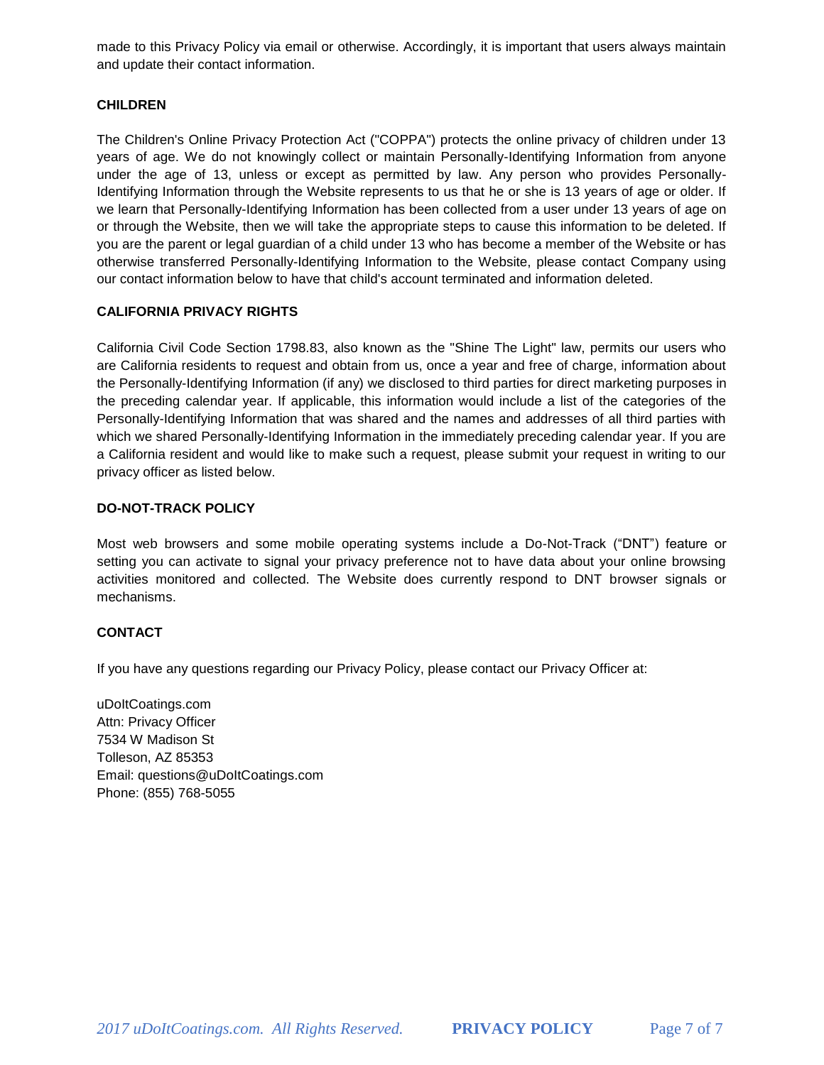made to this Privacy Policy via email or otherwise. Accordingly, it is important that users always maintain and update their contact information.

**CHILDREN**

The Children's Online Privacy Protection Act ("COPPA") protects the online privacy of children under 13 years of age. We do not knowingly collect or maintain Personally-Identifying Information from anyone under the age of 13, unless or except as permitted by law. Any person who provides Personally-Identifying Information through the Website represents to us that he or she is 13 years of age or older. If we learn that Personally-Identifying Information has been collected from a user under 13 years of age on or through the Website, then we will take the appropriate steps to cause this information to be deleted. If you are the parent or legal guardian of a child under 13 who has become a member of the Website or has otherwise transferred Personally-Identifying Information to the Website, please contact Company using our contact information below to have that child's account terminated and information deleted.

**CALIFORNIA PRIVACY RIGHTS**

California Civil Code Section 1798.83, also known as the "Shine The Light" law, permits our users who are California residents to request and obtain from us, once a year and free of charge, information about the Personally-Identifying Information (if any) we disclosed to third parties for direct marketing purposes in the preceding calendar year. If applicable, this information would include a list of the categories of the Personally-Identifying Information that was shared and the names and addresses of all third parties with which we shared Personally-Identifying Information in the immediately preceding calendar year. If you are a California resident and would like to make such a request, please submit your request in writing to our privacy officer as listed below.

**DO-NOT-TRACK POLICY**

Most web browsers and some mobile operating systems include a Do-Not-Track ("DNT") feature or setting you can activate to signal your privacy preference not to have data about your online browsing activities monitored and collected. The Website does currently respond to DNT browser signals or mechanisms.

**CONTACT**

If you have any questions regarding our Privacy Policy, please contact our Privacy Officer at:

uDoItCoatings.com
Attn: Privacy Officer
7534 W Madison St
Tolleson, AZ 85353
Email: questions@uDoItCoatings.com
Phone: (855) 768-5055